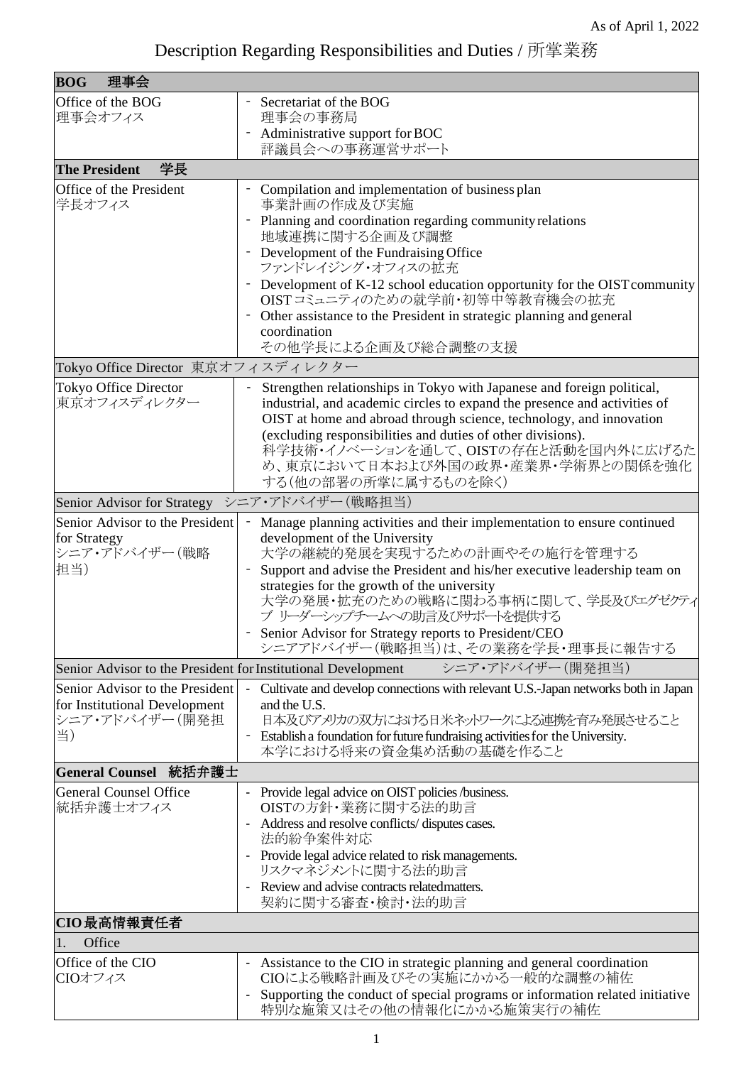As of April 1, 2022

# Description Regarding Responsibilities and Duties / 所掌業務

| **BOG 理事会** | |
|---|---|
| Office of the BOG<br>理事会オフィス | - Secretariat of the BOG<br>理事会の事務局<br>- Administrative support for BOC<br>評議員会への事務運営サポート |
| **The President 学長** | |
| Office of the President<br>学長オフィス | - Compilation and implementation of business plan<br>事業計画の作成及び実施<br>- Planning and coordination regarding community relations<br>地域連携に関する企画及び調整<br>- Development of the Fundraising Office<br>ファンドレイジング・オフィスの拡充<br>- Development of K-12 school education opportunity for the OIST community<br>OISTコミュニティのための就学前・初等中等教育機会の拡充<br>- Other assistance to the President in strategic planning and general coordination<br>その他学長による企画及び総合調整の支援 |
| Tokyo Office Director 東京オフィスディレクター | |
| Tokyo Office Director<br>東京オフィスディレクター | - Strengthen relationships in Tokyo with Japanese and foreign political, industrial, and academic circles to expand the presence and activities of OIST at home and abroad through science, technology, and innovation (excluding responsibilities and duties of other divisions).<br>科学技術・イノベーションを通して、OISTの存在と活動を国内外に広げるため、東京において日本および外国の政界・産業界・学術界との関係を強化する（他の部署の所掌に属するものを除く） |
| Senior Advisor for Strategy シニア・アドバイザー（戦略担当） | |
| Senior Advisor to the President for Strategy<br>シニア・アドバイザー（戦略担当） | - Manage planning activities and their implementation to ensure continued development of the University<br>大学の継続的発展を実現するための計画やその施行を管理する<br>- Support and advise the President and his/her executive leadership team on strategies for the growth of the university<br>大学の発展・拡充のための戦略に関わる事柄に関して、学長及びエグゼクティブ リーダーシップチームへの助言及びサポートを提供する<br>- Senior Advisor for Strategy reports to President/CEO<br>シニアアドバイザー（戦略担当）は、その業務を学長・理事長に報告する |
| Senior Advisor to the President for Institutional Development シニア・アドバイザー（開発担当） | |
| Senior Advisor to the President for Institutional Development<br>シニア・アドバイザー（開発担当） | - Cultivate and develop connections with relevant U.S.-Japan networks both in Japan and the U.S.<br>日本及びアメリカの双方における日米ネットワークによる連携を育み発展させること<br>- Establish a foundation for future fundraising activities for the University.<br>本学における将来の資金集め活動の基礎を作ること |
| **General Counsel 統括弁護士** | |
| General Counsel Office<br>統括弁護士オフィス | - Provide legal advice on OIST policies /business.<br>OISTの方針・業務に関する法的助言<br>- Address and resolve conflicts/ disputes cases.<br>法的紛争案件対応<br>- Provide legal advice related to risk managements.<br>リスクマネジメントに関する法的助言<br>- Review and advise contracts related matters.<br>契約に関する審査・検討・法的助言 |
| **CIO 最高情報責任者** | |
| 1. Office | |
| Office of the CIO<br>CIOオフィス | - Assistance to the CIO in strategic planning and general coordination<br>CIOによる戦略計画及びその実施にかかる一般的な調整の補佐<br>- Supporting the conduct of special programs or information related initiative<br>特別な施策又はその他の情報化にかかる施策実行の補佐 |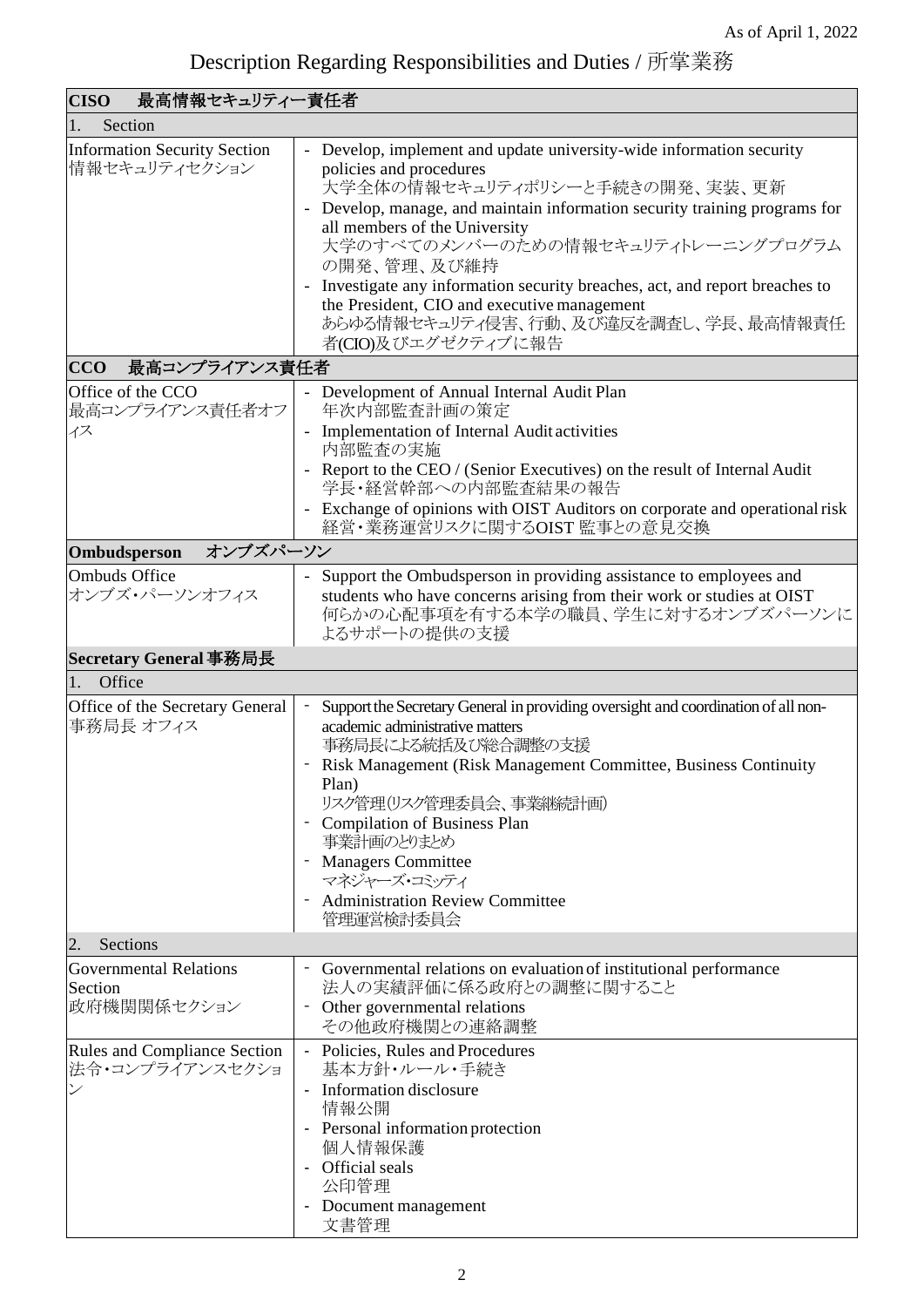As of April 1, 2022

# Description Regarding Responsibilities and Duties / 所掌業務

| **CISO　最高情報セキュリティー責任者** | |
|---|---|
| 1. Section | |
| Information Security Section<br>情報セキュリティセクション | - Develop, implement and update university-wide information security policies and procedures<br>大学全体の情報セキュリティポリシーと手続きの開発、実装、更新<br>- Develop, manage, and maintain information security training programs for all members of the University<br>大学のすべてのメンバーのための情報セキュリティトレーニングプログラムの開発、管理、及び維持<br>- Investigate any information security breaches, act, and report breaches to the President, CIO and executive management<br>あらゆる情報セキュリティ侵害、行動、及び違反を調査し、学長、最高情報責任者(CIO)及びエグゼクティブに報告 |
| **CCO　最高コンプライアンス責任者** | |
| Office of the CCO<br>最高コンプライアンス責任者オフィス | - Development of Annual Internal Audit Plan<br>年次内部監査計画の策定<br>- Implementation of Internal Audit activities<br>内部監査の実施<br>- Report to the CEO / (Senior Executives) on the result of Internal Audit<br>学長・経営幹部への内部監査結果の報告<br>- Exchange of opinions with OIST Auditors on corporate and operational risk<br>経営・業務運営リスクに関するOIST 監事との意見交換 |
| **Ombudsperson　オンブズパーソン** | |
| Ombuds Office<br>オンブズ・パーソンオフィス | - Support the Ombudsperson in providing assistance to employees and students who have concerns arising from their work or studies at OIST<br>何らかの心配事項を有する本学の職員、学生に対するオンブズパーソンによるサポートの提供の支援 |
| **Secretary General 事務局長** | |
| 1. Office | |
| Office of the Secretary General<br>事務局長 オフィス | - Support the Secretary General in providing oversight and coordination of all non-academic administrative matters<br>事務局長による統括及び総合調整の支援<br>- Risk Management (Risk Management Committee, Business Continuity Plan)<br>リスク管理(リスク管理委員会、事業継続計画)<br>- Compilation of Business Plan<br>事業計画のとりまとめ<br>- Managers Committee<br>マネジャーズ・コミッティ<br>- Administration Review Committee<br>管理運営検討委員会 |
| 2. Sections | |
| Governmental Relations Section<br>政府機関関係セクション | - Governmental relations on evaluation of institutional performance<br>法人の実績評価に係る政府との調整に関すること<br>- Other governmental relations<br>その他政府機関との連絡調整 |
| Rules and Compliance Section<br>法令・コンプライアンスセクション | - Policies, Rules and Procedures<br>基本方針・ルール・手続き<br>- Information disclosure<br>情報公開<br>- Personal information protection<br>個人情報保護<br>- Official seals<br>公印管理<br>- Document management<br>文書管理 |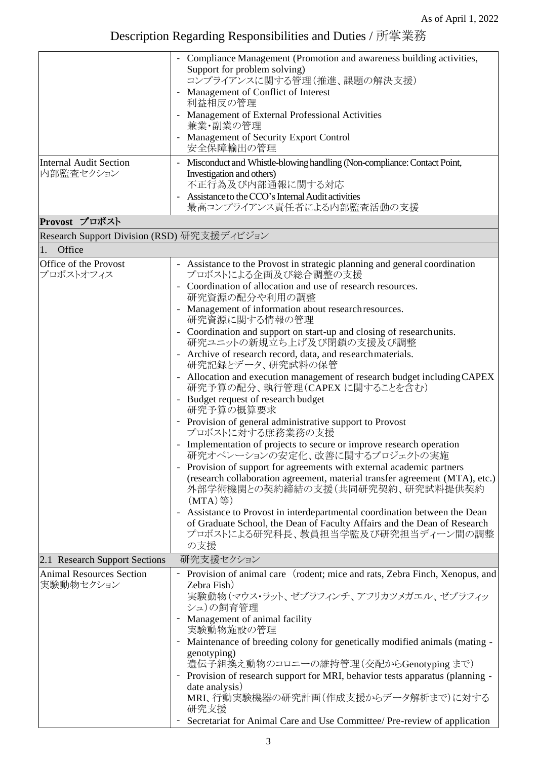As of April 1, 2022

# Description Regarding Responsibilities and Duties / 所掌業務

| | |
|---|---|
| | - Compliance Management (Promotion and awareness building activities, Support for problem solving)<br>コンプライアンスに関する管理（推進、課題の解決支援）<br>- Management of Conflict of Interest<br>利益相反の管理<br>- Management of External Professional Activities<br>兼業･副業の管理<br>- Management of Security Export Control<br>安全保障輸出の管理 |
| Internal Audit Section<br>内部監査セクション | - Misconduct and Whistle-blowing handling (Non-compliance: Contact Point, Investigation and others)<br>不正行為及び内部通報に関する対応<br>- Assistance to the CCO's Internal Audit activities<br>最高コンプライアンス責任者による内部監査活動の支援 |
| **Provost プロボスト** | |
| Research Support Division (RSD) 研究支援ディビジョン | |
| 1. Office | |
| Office of the Provost<br>プロボストオフィス | - Assistance to the Provost in strategic planning and general coordination<br>プロボストによる企画及び総合調整の支援<br>- Coordination of allocation and use of research resources.<br>研究資源の配分や利用の調整<br>- Management of information about research resources.<br>研究資源に関する情報の管理<br>- Coordination and support on start-up and closing of research units.<br>研究ユニットの新規立ち上げ及び閉鎖の支援及び調整<br>- Archive of research record, data, and research materials.<br>研究記録とデータ、研究試料の保管<br>- Allocation and execution management of research budget including CAPEX<br>研究予算の配分、執行管理（CAPEX に関することを含む）<br>- Budget request of research budget<br>研究予算の概算要求<br>- Provision of general administrative support to Provost<br>プロボストに対する庶務業務の支援<br>- Implementation of projects to secure or improve research operation<br>研究オペレーションの安定化、改善に関するプロジェクトの実施<br>- Provision of support for agreements with external academic partners (research collaboration agreement, material transfer agreement (MTA), etc.)<br>外部学術機関との契約締結の支援（共同研究契約、研究試料提供契約（MTA）等）<br>- Assistance to Provost in interdepartmental coordination between the Dean of Graduate School, the Dean of Faculty Affairs and the Dean of Research<br>プロボストによる研究科長、教員担当学監及び研究担当ディーン間の調整の支援 |
| 2.1 Research Support Sections | 研究支援セクション |
| Animal Resources Section<br>実験動物セクション | - Provision of animal care （rodent; mice and rats, Zebra Finch, Xenopus, and Zebra Fish）<br>実験動物（マウス･ラット、ゼブラフィンチ、アフリカツメガエル、ゼブラフィッシュ）の飼育管理<br>- Management of animal facility<br>実験動物施設の管理<br>- Maintenance of breeding colony for genetically modified animals (mating - genotyping)<br>遺伝子組換え動物のコロニーの維持管理（交配からGenotyping まで）<br>- Provision of research support for MRI, behavior tests apparatus (planning - date analysis)<br>MRI、行動実験機器の研究計画（作成支援からデータ解析まで）に対する研究支援<br>- Secretariat for Animal Care and Use Committee/ Pre-review of application |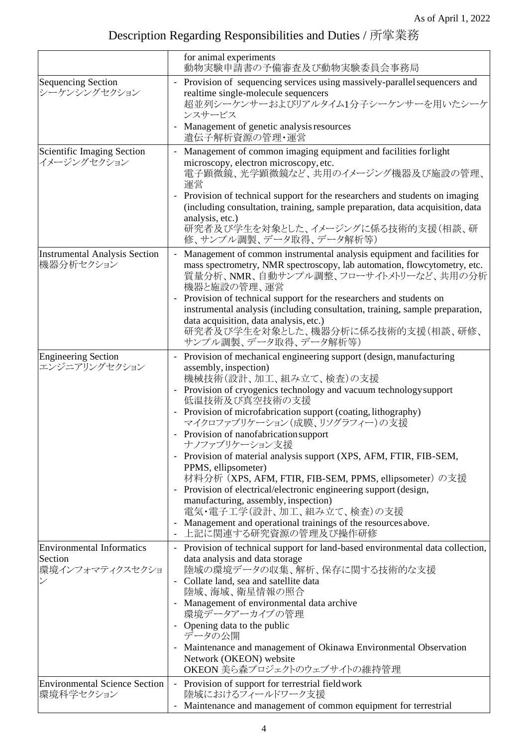As of April 1, 2022

# Description Regarding Responsibilities and Duties / 所掌業務

| | |
|---|---|
| | for animal experiments<br>動物実験申請書の予備審査及び動物実験委員会事務局 |
| Sequencing Section<br>シーケンシングセクション | - Provision of sequencing services using massively-parallel sequencers and realtime single-molecule sequencers<br>超並列シーケンサーおよびリアルタイム1分子シーケンサーを用いたシーケンスサービス<br>- Management of genetic analysis resources<br>遺伝子解析資源の管理・運営 |
| Scientific Imaging Section<br>イメージングセクション | - Management of common imaging equipment and facilities for light microscopy, electron microscopy, etc.<br>電子顕微鏡、光学顕微鏡など、共用のイメージング機器及び施設の管理、運営<br>- Provision of technical support for the researchers and students on imaging (including consultation, training, sample preparation, data acquisition, data analysis, etc.)<br>研究者及び学生を対象とした、イメージングに係る技術的支援（相談、研修、サンプル調製、データ取得、データ解析等） |
| Instrumental Analysis Section<br>機器分析セクション | - Management of common instrumental analysis equipment and facilities for mass spectrometry, NMR spectroscopy, lab automation, flowcytometry, etc.<br>質量分析、NMR、自動サンプル調整、フローサイトメトリーなど、共用の分析機器と施設の管理、運営<br>- Provision of technical support for the researchers and students on instrumental analysis (including consultation, training, sample preparation, data acquisition, data analysis, etc.)<br>研究者及び学生を対象とした、機器分析に係る技術的支援（相談、研修、サンプル調製、データ取得、データ解析等） |
| Engineering Section<br>エンジニアリングセクション | - Provision of mechanical engineering support (design, manufacturing assembly, inspection)<br>機械技術（設計、加工、組み立て、検査）の支援<br>- Provision of cryogenics technology and vacuum technology support<br>低温技術及び真空技術の支援<br>- Provision of microfabrication support (coating, lithography)<br>マイクロファブリケーション（成膜、リソグラフィー）の支援<br>- Provision of nanofabrication support<br>ナノファブリケーション支援<br>- Provision of material analysis support (XPS, AFM, FTIR, FIB-SEM, PPMS, ellipsometer)<br>材料分析（XPS, AFM, FTIR, FIB-SEM, PPMS, ellipsometer）の支援<br>- Provision of electrical/electronic engineering support (design, manufacturing, assembly, inspection)<br>電気・電子工学（設計、加工、組み立て、検査）の支援<br>- Management and operational trainings of the resources above.<br>- 上記に関連する研究資源の管理及び操作研修 |
| Environmental Informatics Section<br>環境インフォマティクスセクション | - Provision of technical support for land-based environmental data collection, data analysis and data storage<br>陸域の環境データの収集、解析、保存に関する技術的な支援<br>- Collate land, sea and satellite data<br>陸域、海域、衛星情報の照合<br>- Management of environmental data archive<br>環境データアーカイブの管理<br>- Opening data to the public<br>データの公開<br>- Maintenance and management of Okinawa Environmental Observation Network (OKEON) website<br>OKEON 美ら森プロジェクトのウェブサイトの維持管理 |
| Environmental Science Section<br>環境科学セクション | - Provision of support for terrestrial fieldwork<br>陸域におけるフィールドワーク支援<br>- Maintenance and management of common equipment for terrestrial |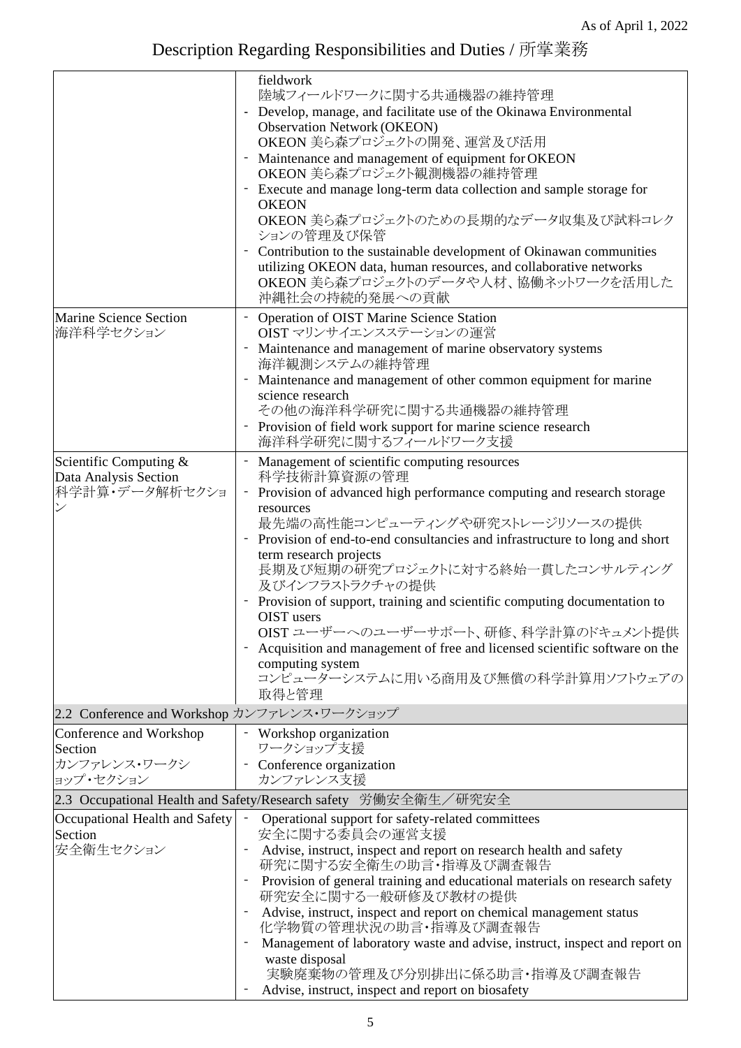As of April 1, 2022

# Description Regarding Responsibilities and Duties / 所掌業務

| | |
|---|---|
| | fieldwork<br>陸域フィールドワークに関する共通機器の維持管理<br>- Develop, manage, and facilitate use of the Okinawa Environmental Observation Network (OKEON)<br>OKEON 美ら森プロジェクトの開発、運営及び活用<br>- Maintenance and management of equipment for OKEON<br>OKEON 美ら森プロジェクト観測機器の維持管理<br>- Execute and manage long-term data collection and sample storage for OKEON<br>OKEON 美ら森プロジェクトのための長期的なデータ収集及び試料コレクションの管理及び保管<br>- Contribution to the sustainable development of Okinawan communities utilizing OKEON data, human resources, and collaborative networks<br>OKEON 美ら森プロジェクトのデータや人材、協働ネットワークを活用した沖縄社会の持続的発展への貢献 |
| Marine Science Section<br>海洋科学セクション | - Operation of OIST Marine Science Station<br>OIST マリンサイエンスステーションの運営<br>- Maintenance and management of marine observatory systems<br>海洋観測システムの維持管理<br>- Maintenance and management of other common equipment for marine science research<br>その他の海洋科学研究に関する共通機器の維持管理<br>- Provision of field work support for marine science research<br>海洋科学研究に関するフィールドワーク支援 |
| Scientific Computing & Data Analysis Section<br>科学計算・データ解析セクション | - Management of scientific computing resources<br>科学技術計算資源の管理<br>- Provision of advanced high performance computing and research storage resources<br>最先端の高性能コンピューティングや研究ストレージリソースの提供<br>- Provision of end-to-end consultancies and infrastructure to long and short term research projects<br>長期及び短期の研究プロジェクトに対する終始一貫したコンサルティング及びインフラストラクチャの提供<br>- Provision of support, training and scientific computing documentation to OIST users<br>OIST ユーザーへのユーザーサポート、研修、科学計算のドキュメント提供<br>- Acquisition and management of free and licensed scientific software on the computing system<br>コンピューターシステムに用いる商用及び無償の科学計算用ソフトウェアの取得と管理 |
| **2.2 Conference and Workshop カンファレンス・ワークショップ** | |
| Conference and Workshop Section<br>カンファレンス・ワークショップ・セクション | - Workshop organization<br>ワークショップ支援<br>- Conference organization<br>カンファレンス支援 |
| **2.3 Occupational Health and Safety/Research safety 労働安全衛生／研究安全** | |
| Occupational Health and Safety Section<br>安全衛生セクション | - Operational support for safety-related committees<br>安全に関する委員会の運営支援<br>- Advise, instruct, inspect and report on research health and safety<br>研究に関する安全衛生の助言・指導及び調査報告<br>- Provision of general training and educational materials on research safety<br>研究安全に関する一般研修及び教材の提供<br>- Advise, instruct, inspect and report on chemical management status<br>化学物質の管理状況の助言・指導及び調査報告<br>- Management of laboratory waste and advise, instruct, inspect and report on waste disposal<br>実験廃棄物の管理及び分別排出に係る助言・指導及び調査報告<br>- Advise, instruct, inspect and report on biosafety |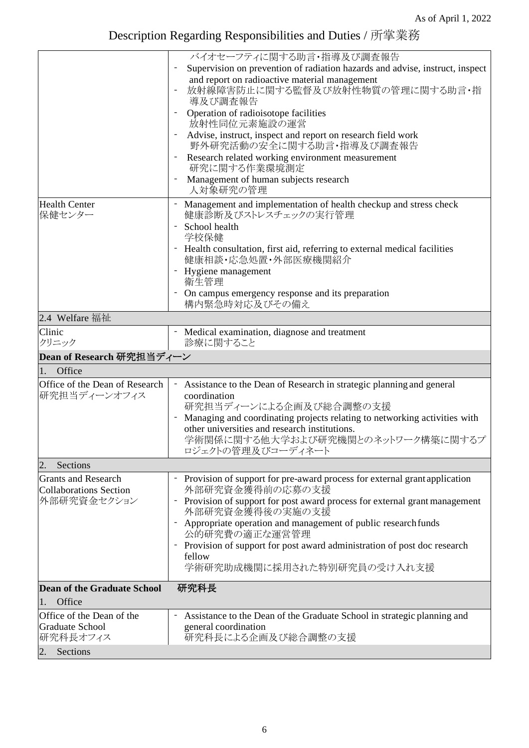As of April 1, 2022

# Description Regarding Responsibilities and Duties / 所掌業務

| | |
|---|---|
| | バイオセーフティに関する助言・指導及び調査報告<br>- Supervision on prevention of radiation hazards and advise, instruct, inspect and report on radioactive material management<br>- 放射線障害防止に関する監督及び放射性物質の管理に関する助言・指導及び調査報告<br>- Operation of radioisotope facilities<br>放射性同位元素施設の運営<br>- Advise, instruct, inspect and report on research field work<br>野外研究活動の安全に関する助言・指導及び調査報告<br>- Research related working environment measurement<br>研究に関する作業環境測定<br>- Management of human subjects research<br>人対象研究の管理 |
| Health Center<br>保健センター | - Management and implementation of health checkup and stress check<br>健康診断及びストレスチェックの実行管理<br>- School health<br>学校保健<br>- Health consultation, first aid, referring to external medical facilities<br>健康相談・応急処置・外部医療機関紹介<br>- Hygiene management<br>衛生管理<br>- On campus emergency response and its preparation<br>構内緊急時対応及びその備え |
| 2.4 Welfare 福祉 | |
| Clinic<br>クリニック | - Medical examination, diagnose and treatment<br>診療に関すること |
| **Dean of Research 研究担当ディーン** | |
| 1. Office | |
| Office of the Dean of Research<br>研究担当ディーンオフィス | - Assistance to the Dean of Research in strategic planning and general coordination<br>研究担当ディーンによる企画及び総合調整の支援<br>- Managing and coordinating projects relating to networking activities with other universities and research institutions.<br>学術関係に関する他大学および研究機関とのネットワーク構築に関するプロジェクトの管理及びコーディネート |
| 2. Sections | |
| Grants and Research Collaborations Section<br>外部研究資金セクション | - Provision of support for pre-award process for external grant application<br>外部研究資金獲得前の応募の支援<br>- Provision of support for post award process for external grant management<br>外部研究資金獲得後の実施の支援<br>- Appropriate operation and management of public research funds<br>公的研究費の適正な運営管理<br>- Provision of support for post award administration of post doc research fellow<br>学術研究助成機関に採用された特別研究員の受け入れ支援 |
| **Dean of the Graduate School 研究科長** | |
| 1. Office | |
| Office of the Dean of the Graduate School<br>研究科長オフィス | - Assistance to the Dean of the Graduate School in strategic planning and general coordination<br>研究科長による企画及び総合調整の支援 |
| 2. Sections | |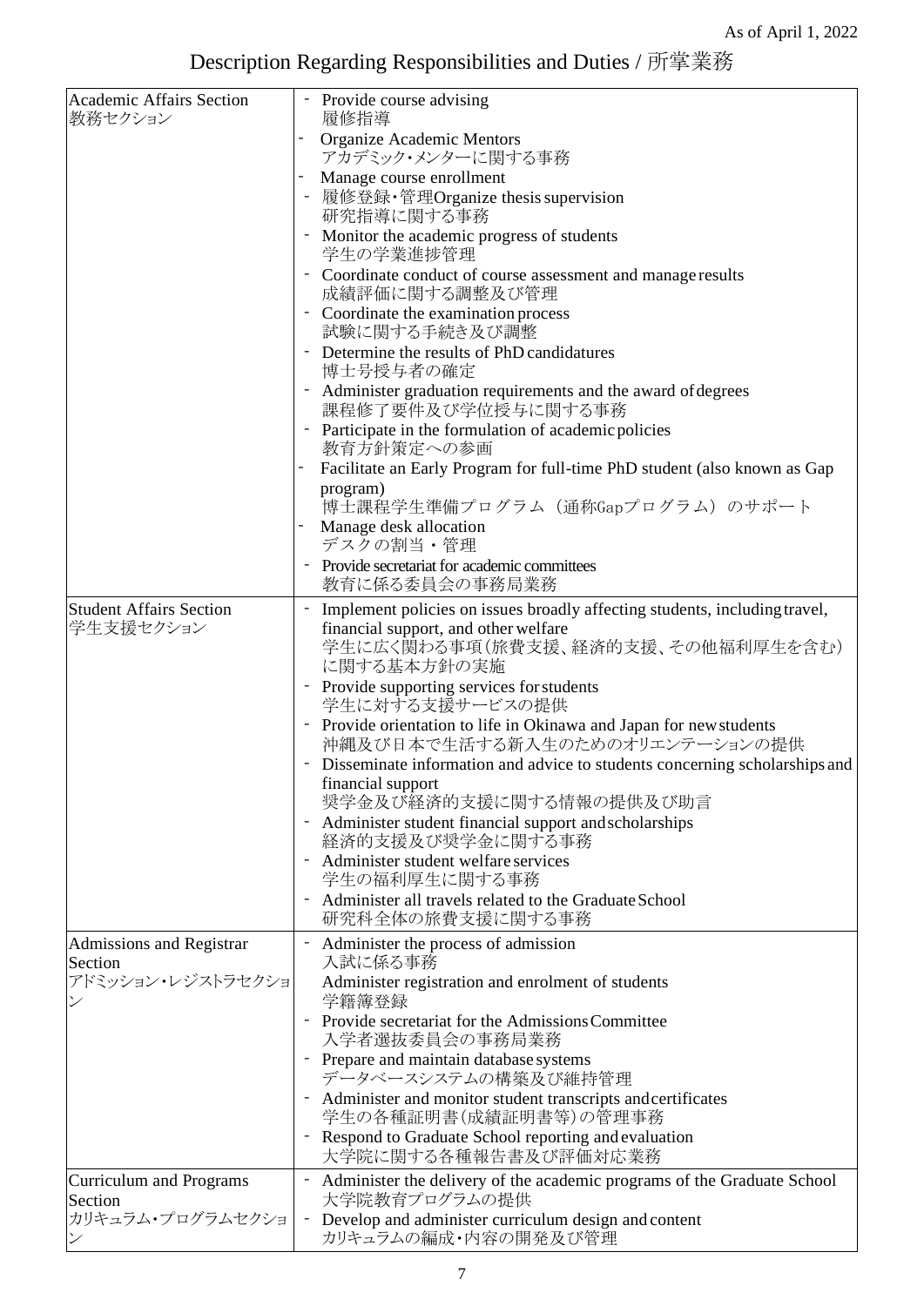As of April 1, 2022

# Description Regarding Responsibilities and Duties / 所掌業務

| | |
|---|---|
| Academic Affairs Section<br>教務セクション | - Provide course advising<br>履修指導<br>- Organize Academic Mentors<br>アカデミック･メンターに関する事務<br>- Manage course enrollment<br>- 履修登録･管理Organize thesis supervision<br>研究指導に関する事務<br>- Monitor the academic progress of students<br>学生の学業進捗管理<br>- Coordinate conduct of course assessment and manage results<br>成績評価に関する調整及び管理<br>- Coordinate the examination process<br>試験に関する手続き及び調整<br>- Determine the results of PhD candidatures<br>博士号授与者の確定<br>- Administer graduation requirements and the award of degrees<br>課程修了要件及び学位授与に関する事務<br>- Participate in the formulation of academic policies<br>教育方針策定への参画<br>- Facilitate an Early Program for full-time PhD student (also known as Gap program)<br>博士課程学生準備プログラム（通称Gapプログラム）のサポート<br>- Manage desk allocation<br>デスクの割当・管理<br>- Provide secretariat for academic committees<br>教育に係る委員会の事務局業務 |
| Student Affairs Section<br>学生支援セクション | - Implement policies on issues broadly affecting students, including travel, financial support, and other welfare<br>学生に広く関わる事項(旅費支援、経済的支援、その他福利厚生を含む)に関する基本方針の実施<br>- Provide supporting services for students<br>学生に対する支援サービスの提供<br>- Provide orientation to life in Okinawa and Japan for new students<br>沖縄及び日本で生活する新入生のためのオリエンテーションの提供<br>- Disseminate information and advice to students concerning scholarships and financial support<br>奨学金及び経済的支援に関する情報の提供及び助言<br>- Administer student financial support and scholarships<br>経済的支援及び奨学金に関する事務<br>- Administer student welfare services<br>学生の福利厚生に関する事務<br>- Administer all travels related to the Graduate School<br>研究科全体の旅費支援に関する事務 |
| Admissions and Registrar Section<br>アドミッション･レジストラセクション | - Administer the process of admission<br>入試に係る事務<br>Administer registration and enrolment of students<br>学籍簿登録<br>- Provide secretariat for the Admissions Committee<br>入学者選抜委員会の事務局業務<br>- Prepare and maintain database systems<br>データベースシステムの構築及び維持管理<br>- Administer and monitor student transcripts and certificates<br>学生の各種証明書(成績証明書等)の管理事務<br>- Respond to Graduate School reporting and evaluation<br>大学院に関する各種報告書及び評価対応業務 |
| Curriculum and Programs Section<br>カリキュラム･プログラムセクション | - Administer the delivery of the academic programs of the Graduate School<br>大学院教育プログラムの提供<br>- Develop and administer curriculum design and content<br>カリキュラムの編成･内容の開発及び管理 |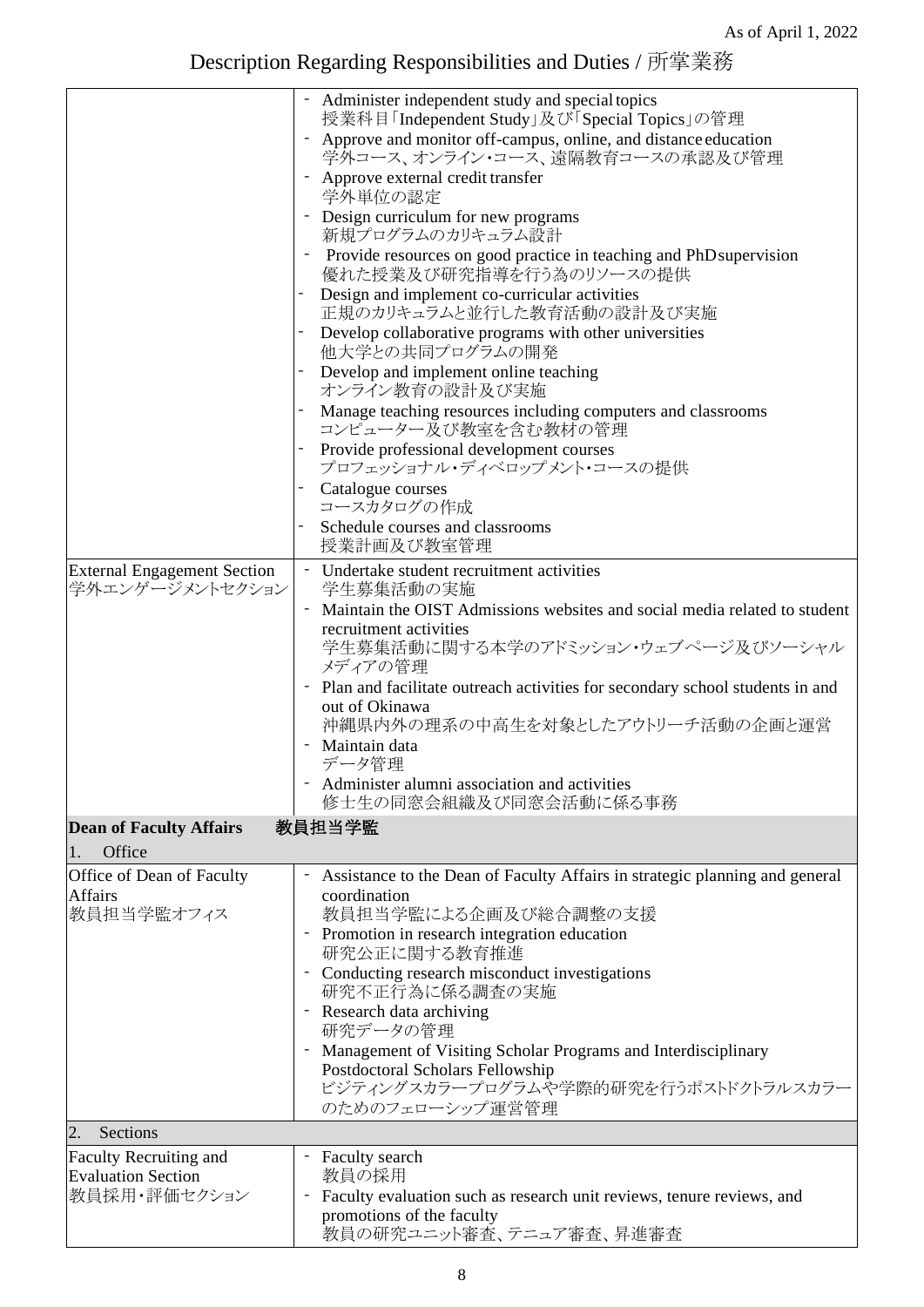As of April 1, 2022

# Description Regarding Responsibilities and Duties / 所掌業務

| | |
|---|---|
| | - Administer independent study and special topics<br>授業科目「Independent Study」及び「Special Topics」の管理<br>- Approve and monitor off-campus, online, and distance education<br>学外コース、オンライン・コース、遠隔教育コースの承認及び管理<br>- Approve external credit transfer<br>学外単位の認定<br>- Design curriculum for new programs<br>新規プログラムのカリキュラム設計<br>- Provide resources on good practice in teaching and PhD supervision<br>優れた授業及び研究指導を行う為のリソースの提供<br>- Design and implement co-curricular activities<br>正規のカリキュラムと並行した教育活動の設計及び実施<br>- Develop collaborative programs with other universities<br>他大学との共同プログラムの開発<br>- Develop and implement online teaching<br>オンライン教育の設計及び実施<br>- Manage teaching resources including computers and classrooms<br>コンピューター及び教室を含む教材の管理<br>- Provide professional development courses<br>プロフェッショナル・ディベロップメント・コースの提供<br>- Catalogue courses<br>コースカタログの作成<br>- Schedule courses and classrooms<br>授業計画及び教室管理 |
| External Engagement Section<br>学外エンゲージメントセクション | - Undertake student recruitment activities<br>学生募集活動の実施<br>- Maintain the OIST Admissions websites and social media related to student recruitment activities<br>学生募集活動に関する本学のアドミッション・ウェブページ及びソーシャルメディアの管理<br>- Plan and facilitate outreach activities for secondary school students in and out of Okinawa<br>沖縄県内外の理系の中高生を対象としたアウトリーチ活動の企画と運営<br>- Maintain data<br>データ管理<br>- Administer alumni association and activities<br>修士生の同窓会組織及び同窓会活動に係る事務 |
| **Dean of Faculty Affairs** | **教員担当学監** |
| 1. Office | |
| Office of Dean of Faculty Affairs<br>教員担当学監オフィス | - Assistance to the Dean of Faculty Affairs in strategic planning and general coordination<br>教員担当学監による企画及び総合調整の支援<br>- Promotion in research integration education<br>研究公正に関する教育推進<br>- Conducting research misconduct investigations<br>研究不正行為に係る調査の実施<br>- Research data archiving<br>研究データの管理<br>- Management of Visiting Scholar Programs and Interdisciplinary Postdoctoral Scholars Fellowship<br>ビジティングスカラープログラムや学際的研究を行うポストドクトラルスカラーのためのフェローシップ運営管理 |
| 2. Sections | |
| Faculty Recruiting and Evaluation Section<br>教員採用・評価セクション | - Faculty search<br>教員の採用<br>- Faculty evaluation such as research unit reviews, tenure reviews, and promotions of the faculty<br>教員の研究ユニット審査、テニュア審査、昇進審査 |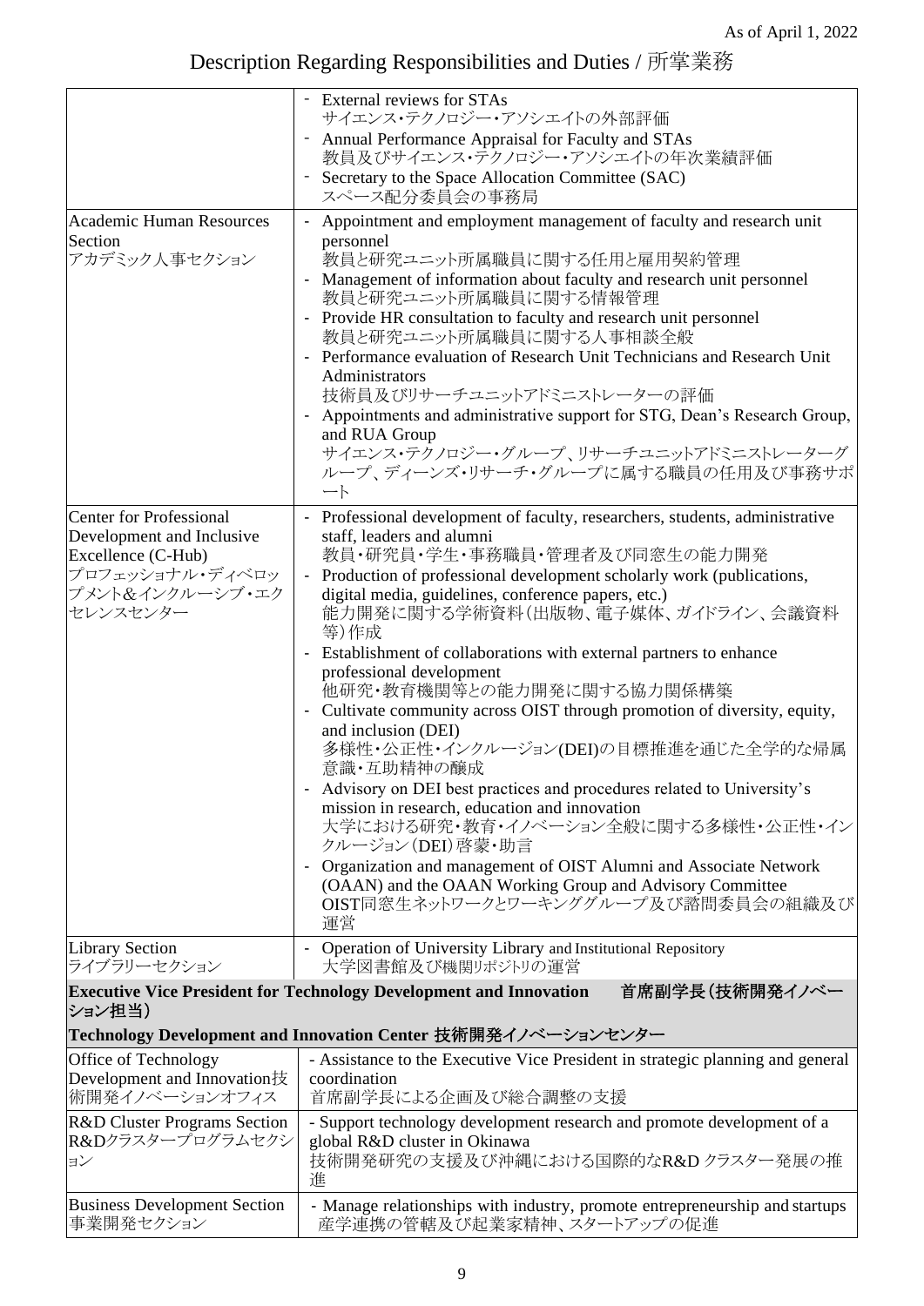As of April 1, 2022

# Description Regarding Responsibilities and Duties / 所掌業務

| | |
|---|---|
| | - External reviews for STAs<br>サイエンス・テクノロジー・アソシエイトの外部評価<br>- Annual Performance Appraisal for Faculty and STAs<br>教員及びサイエンス・テクノロジー・アソシエイトの年次業績評価<br>- Secretary to the Space Allocation Committee (SAC)<br>スペース配分委員会の事務局 |
| Academic Human Resources Section<br>アカデミック人事セクション | - Appointment and employment management of faculty and research unit personnel<br>教員と研究ユニット所属職員に関する任用と雇用契約管理<br>- Management of information about faculty and research unit personnel<br>教員と研究ユニット所属職員に関する情報管理<br>- Provide HR consultation to faculty and research unit personnel<br>教員と研究ユニット所属職員に関する人事相談全般<br>- Performance evaluation of Research Unit Technicians and Research Unit Administrators<br>技術員及びリサーチユニットアドミニストレーターの評価<br>- Appointments and administrative support for STG, Dean's Research Group, and RUA Group<br>サイエンス・テクノロジー・グループ、リサーチユニットアドミニストレーターグループ、ディーンズ・リサーチ・グループに属する職員の任用及び事務サポート |
| Center for Professional Development and Inclusive Excellence (C-Hub)<br>プロフェッショナル・ディベロップメント&インクルーシブ・エクセレンスセンター | - Professional development of faculty, researchers, students, administrative staff, leaders and alumni<br>教員・研究員・学生・事務職員・管理者及び同窓生の能力開発<br>- Production of professional development scholarly work (publications, digital media, guidelines, conference papers, etc.)<br>能力開発に関する学術資料（出版物、電子媒体、ガイドライン、会議資料等）作成<br>- Establishment of collaborations with external partners to enhance professional development<br>他研究・教育機関等との能力開発に関する協力関係構築<br>- Cultivate community across OIST through promotion of diversity, equity, and inclusion (DEI)<br>多様性・公正性・インクルージョン(DEI)の目標推進を通じた全学的な帰属意識・互助精神の醸成<br>- Advisory on DEI best practices and procedures related to University's mission in research, education and innovation<br>大学における研究・教育・イノベーション全般に関する多様性・公正性・インクルージョン（DEI）啓蒙・助言<br>- Organization and management of OIST Alumni and Associate Network (OAAN) and the OAAN Working Group and Advisory Committee<br>OIST同窓生ネットワークとワーキンググループ及び諮問委員会の組織及び運営 |
| Library Section<br>ライブラリーセクション | - Operation of University Library and Institutional Repository<br>大学図書館及び機関リポジトリの運営 |
| **Executive Vice President for Technology Development and Innovation　首席副学長（技術開発イノベーション担当）** | |
| **Technology Development and Innovation Center 技術開発イノベーションセンター** | |
| Office of Technology Development and Innovation技術開発イノベーションオフィス | - Assistance to the Executive Vice President in strategic planning and general coordination<br>首席副学長による企画及び総合調整の支援 |
| R&D Cluster Programs Section<br>R&Dクラスタープログラムセクション | - Support technology development research and promote development of a global R&D cluster in Okinawa<br>技術開発研究の支援及び沖縄における国際的なR&D クラスター発展の推進 |
| Business Development Section<br>事業開発セクション | - Manage relationships with industry, promote entrepreneurship and startups<br>産学連携の管轄及び起業家精神、スタートアップの促進 |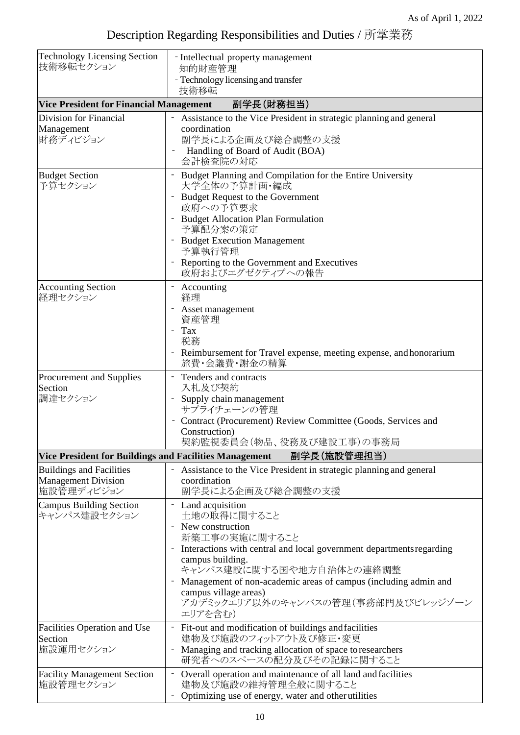As of April 1, 2022

# Description Regarding Responsibilities and Duties / 所掌業務

| | |
|---|---|
| Technology Licensing Section<br>技術移転セクション | - Intellectual property management<br>知的財産管理<br>- Technology licensing and transfer<br>技術移転 |
| **Vice President for Financial Management　副学長（財務担当）** | |
| Division for Financial Management<br>財務ディビジョン | - Assistance to the Vice President in strategic planning and general coordination<br>副学長による企画及び総合調整の支援<br>- Handling of Board of Audit (BOA)<br>会計検査院の対応 |
| Budget Section<br>予算セクション | - Budget Planning and Compilation for the Entire University<br>大学全体の予算計画・編成<br>- Budget Request to the Government<br>政府への予算要求<br>- Budget Allocation Plan Formulation<br>予算配分案の策定<br>- Budget Execution Management<br>予算執行管理<br>- Reporting to the Government and Executives<br>政府およびエグゼクティブへの報告 |
| Accounting Section<br>経理セクション | - Accounting<br>経理<br>- Asset management<br>資産管理<br>- Tax<br>税務<br>- Reimbursement for Travel expense, meeting expense, and honorarium<br>旅費・会議費・謝金の精算 |
| Procurement and Supplies Section<br>調達セクション | - Tenders and contracts<br>入札及び契約<br>- Supply chain management<br>サプライチェーンの管理<br>- Contract (Procurement) Review Committee (Goods, Services and Construction)<br>契約監視委員会（物品、役務及び建設工事）の事務局 |
| **Vice President for Buildings and Facilities Management　副学長（施設管理担当）** | |
| Buildings and Facilities Management Division<br>施設管理ディビジョン | - Assistance to the Vice President in strategic planning and general coordination<br>副学長による企画及び総合調整の支援 |
| Campus Building Section<br>キャンパス建設セクション | - Land acquisition<br>土地の取得に関すること<br>- New construction<br>新築工事の実施に関すること<br>- Interactions with central and local government departments regarding campus building.<br>キャンパス建設に関する国や地方自治体との連絡調整<br>- Management of non-academic areas of campus (including admin and campus village areas)<br>アカデミックエリア以外のキャンパスの管理（事務部門及びビレッジゾーンエリアを含む） |
| Facilities Operation and Use Section<br>施設運用セクション | - Fit-out and modification of buildings and facilities<br>建物及び施設のフィットアウト及び修正・変更<br>- Managing and tracking allocation of space to researchers<br>研究者へのスペースの配分及びその記録に関すること |
| Facility Management Section<br>施設管理セクション | - Overall operation and maintenance of all land and facilities<br>建物及び施設の維持管理全般に関すること<br>- Optimizing use of energy, water and other utilities |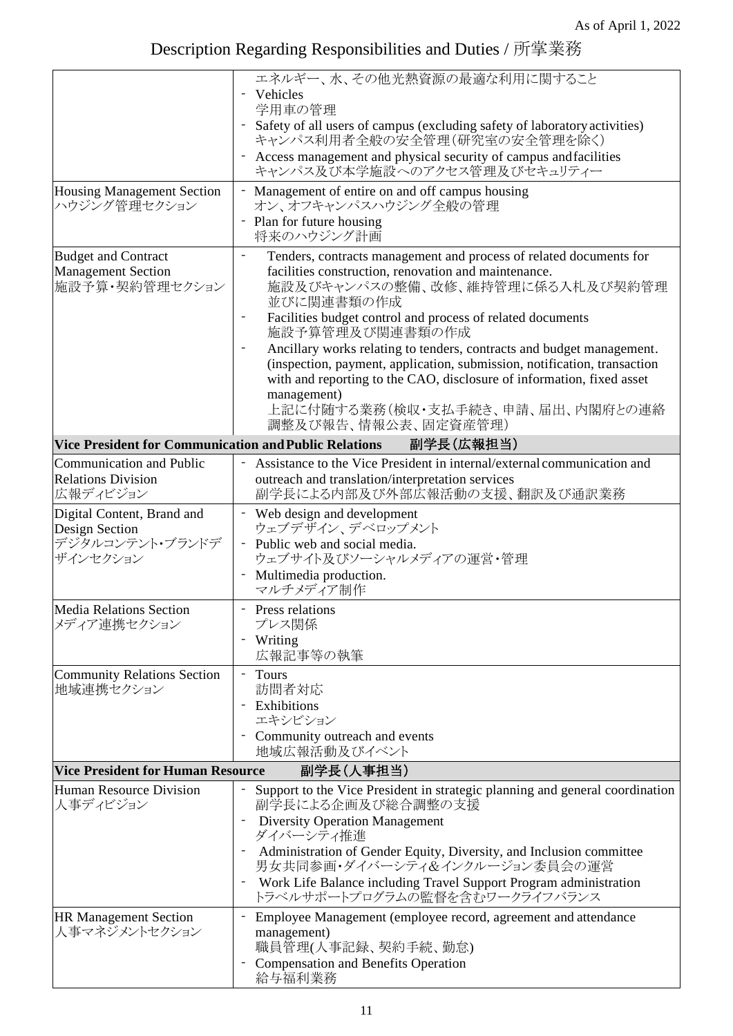As of April 1, 2022

# Description Regarding Responsibilities and Duties / 所掌業務

| | |
|---|---|
| | エネルギー、水、その他光熱資源の最適な利用に関すること<br>- Vehicles<br>学用車の管理<br>- Safety of all users of campus (excluding safety of laboratory activities)<br>キャンパス利用者全般の安全管理(研究室の安全管理を除く)<br>- Access management and physical security of campus and facilities<br>キャンパス及び本学施設へのアクセス管理及びセキュリティー |
| Housing Management Section<br>ハウジング管理セクション | - Management of entire on and off campus housing<br>オン、オフキャンパスハウジング全般の管理<br>- Plan for future housing<br>将来のハウジング計画 |
| Budget and Contract Management Section<br>施設予算・契約管理セクション | - Tenders, contracts management and process of related documents for facilities construction, renovation and maintenance.<br>施設及びキャンパスの整備、改修、維持管理に係る入札及び契約管理並びに関連書類の作成<br>- Facilities budget control and process of related documents<br>施設予算管理及び関連書類の作成<br>- Ancillary works relating to tenders, contracts and budget management. (inspection, payment, application, submission, notification, transaction with and reporting to the CAO, disclosure of information, fixed asset management)<br>上記に付随する業務(検収・支払手続き、申請、届出、内閣府との連絡調整及び報告、情報公表、固定資産管理) |
| **Vice President for Communication and Public Relations　副学長(広報担当)** | |
| Communication and Public Relations Division<br>広報ディビジョン | - Assistance to the Vice President in internal/external communication and outreach and translation/interpretation services<br>副学長による内部及び外部広報活動の支援、翻訳及び通訳業務 |
| Digital Content, Brand and Design Section<br>デジタルコンテント・ブランドデザインセクション | - Web design and development<br>ウェブデザイン、デベロップメント<br>- Public web and social media.<br>ウェブサイト及びソーシャルメディアの運営・管理<br>- Multimedia production.<br>マルチメディア制作 |
| Media Relations Section<br>メディア連携セクション | - Press relations<br>プレス関係<br>- Writing<br>広報記事等の執筆 |
| Community Relations Section<br>地域連携セクション | - Tours<br>訪問者対応<br>- Exhibitions<br>エキシビション<br>- Community outreach and events<br>地域広報活動及びイベント |
| **Vice President for Human Resource　副学長(人事担当)** | |
| Human Resource Division<br>人事ディビジョン | - Support to the Vice President in strategic planning and general coordination<br>副学長による企画及び総合調整の支援<br>- Diversity Operation Management<br>ダイバーシティ推進<br>- Administration of Gender Equity, Diversity, and Inclusion committee<br>男女共同参画・ダイバーシティ&インクルージョン委員会の運営<br>- Work Life Balance including Travel Support Program administration<br>トラベルサポートプログラムの監督を含むワークライフバランス |
| HR Management Section<br>人事マネジメントセクション | - Employee Management (employee record, agreement and attendance management)<br>職員管理(人事記録、契約手続、勤怠)<br>- Compensation and Benefits Operation<br>給与福利業務 |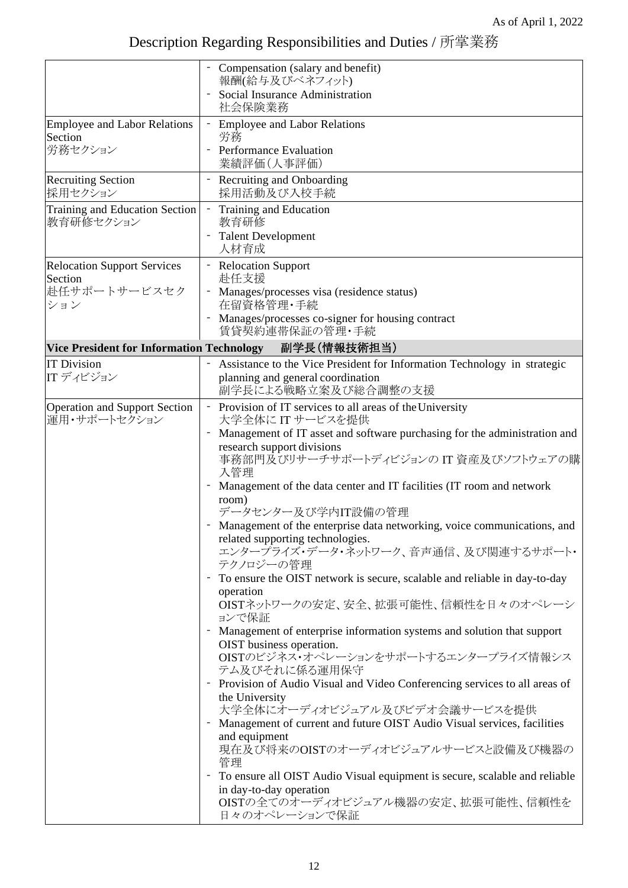As of April 1, 2022

# Description Regarding Responsibilities and Duties / 所掌業務

| | |
|---|---|
| | - Compensation (salary and benefit)<br>報酬(給与及びベネフィット)<br>- Social Insurance Administration<br>社会保険業務 |
| Employee and Labor Relations Section<br>労務セクション | - Employee and Labor Relations<br>労務<br>- Performance Evaluation<br>業績評価（人事評価） |
| Recruiting Section<br>採用セクション | - Recruiting and Onboarding<br>採用活動及び入校手続 |
| Training and Education Section<br>教育研修セクション | - Training and Education<br>教育研修<br>- Talent Development<br>人材育成 |
| Relocation Support Services Section<br>赴任サポートサービスセクション | - Relocation Support<br>赴任支援<br>- Manages/processes visa (residence status)<br>在留資格管理・手続<br>- Manages/processes co-signer for housing contract<br>賃貸契約連帯保証の管理・手続 |
| **Vice President for Information Technology　副学長（情報技術担当）** | |
| IT Division<br>IT ディビジョン | - Assistance to the Vice President for Information Technology in strategic planning and general coordination<br>副学長による戦略立案及び総合調整の支援 |
| Operation and Support Section<br>運用・サポートセクション | - Provision of IT services to all areas of the University<br>大学全体に IT サービスを提供<br>- Management of IT asset and software purchasing for the administration and research support divisions<br>事務部門及びリサーチサポートディビジョンの IT 資産及びソフトウェアの購入管理<br>- Management of the data center and IT facilities (IT room and network room)<br>データセンター及び学内IT設備の管理<br>- Management of the enterprise data networking, voice communications, and related supporting technologies.<br>エンタープライズ・データ・ネットワーク、音声通信、及び関連するサポート・テクノロジーの管理<br>- To ensure the OIST network is secure, scalable and reliable in day-to-day operation<br>OISTネットワークの安定、安全、拡張可能性、信頼性を日々のオペレーションで保証<br>- Management of enterprise information systems and solution that support OIST business operation.<br>OISTのビジネス・オペレーションをサポートするエンタープライズ情報システム及びそれに係る運用保守<br>- Provision of Audio Visual and Video Conferencing services to all areas of the University<br>大学全体にオーディオビジュアル及びビデオ会議サービスを提供<br>- Management of current and future OIST Audio Visual services, facilities and equipment<br>現在及び将来のOISTのオーディオビジュアルサービスと設備及び機器の管理<br>- To ensure all OIST Audio Visual equipment is secure, scalable and reliable in day-to-day operation<br>OISTの全てのオーディオビジュアル機器の安定、拡張可能性、信頼性を日々のオペレーションで保証 |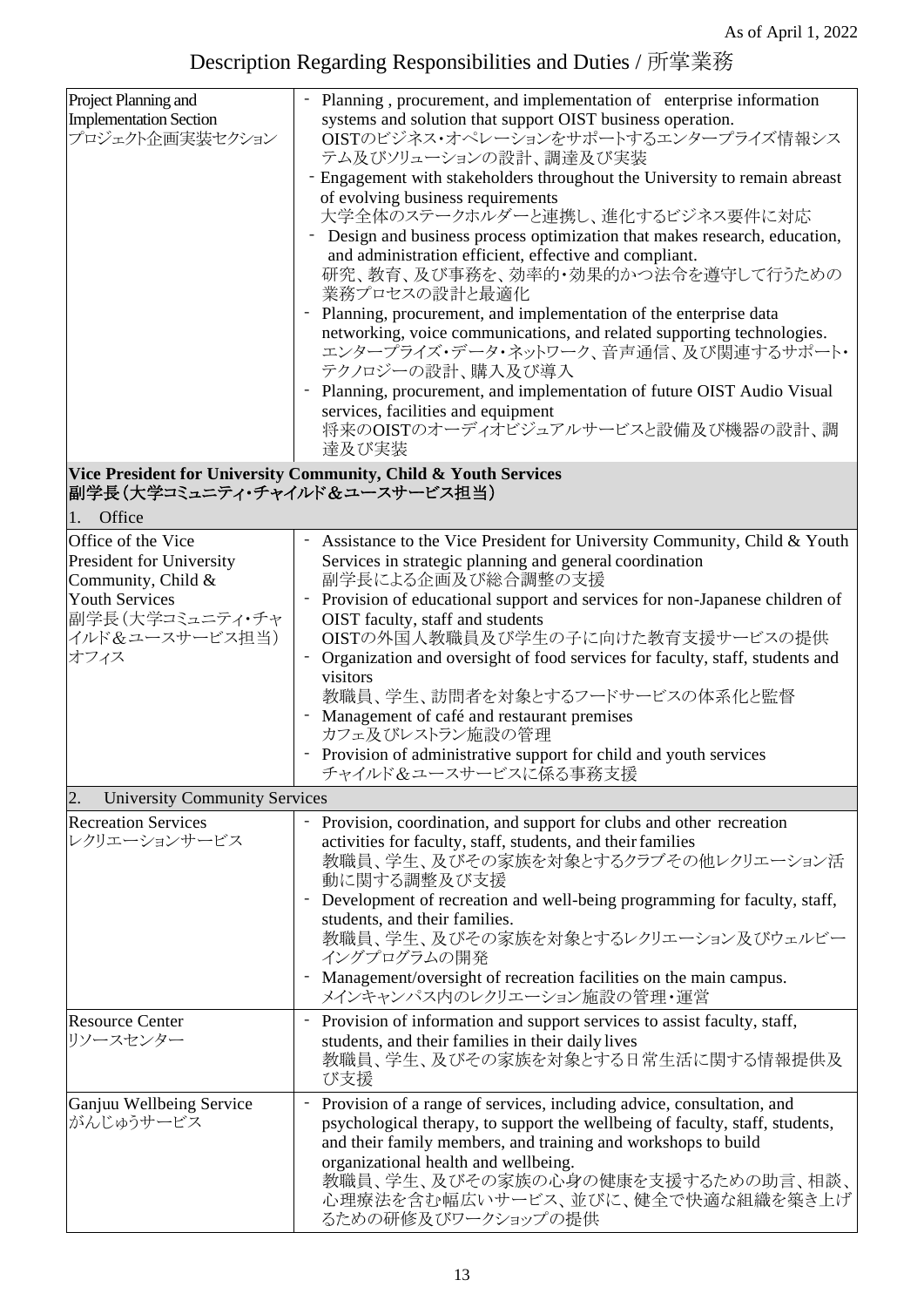As of April 1, 2022

# Description Regarding Responsibilities and Duties / 所掌業務

| | |
|---|---|
| Project Planning and Implementation Section<br>プロジェクト企画実装セクション | - Planning , procurement, and implementation of enterprise information systems and solution that support OIST business operation.<br>OISTのビジネス･オペレーションをサポートするエンタープライズ情報システム及びソリューションの設計、調達及び実装<br>- Engagement with stakeholders throughout the University to remain abreast of evolving business requirements<br>大学全体のステークホルダーと連携し、進化するビジネス要件に対応<br>- Design and business process optimization that makes research, education, and administration efficient, effective and compliant.<br>研究、教育、及び事務を、効率的･効果的かつ法令を遵守して行うための業務プロセスの設計と最適化<br>- Planning, procurement, and implementation of the enterprise data networking, voice communications, and related supporting technologies.<br>エンタープライズ･データ･ネットワーク、音声通信、及び関連するサポート･テクノロジーの設計、購入及び導入<br>- Planning, procurement, and implementation of future OIST Audio Visual services, facilities and equipment<br>将来のOISTのオーディオビジュアルサービスと設備及び機器の設計、調達及び実装 |
| **Vice President for University Community, Child & Youth Services**<br>**副学長（大学コミュニティ･チャイルド＆ユースサービス担当）** | |
| 1. Office | |
| Office of the Vice President for University Community, Child & Youth Services<br>副学長（大学コミュニティ･チャイルド＆ユースサービス担当）オフィス | - Assistance to the Vice President for University Community, Child & Youth Services in strategic planning and general coordination<br>副学長による企画及び総合調整の支援<br>- Provision of educational support and services for non-Japanese children of OIST faculty, staff and students<br>OISTの外国人教職員及び学生の子に向けた教育支援サービスの提供<br>- Organization and oversight of food services for faculty, staff, students and visitors<br>教職員、学生、訪問者を対象とするフードサービスの体系化と監督<br>- Management of café and restaurant premises<br>カフェ及びレストラン施設の管理<br>- Provision of administrative support for child and youth services<br>チャイルド＆ユースサービスに係る事務支援 |
| 2. University Community Services | |
| Recreation Services<br>レクリエーションサービス | - Provision, coordination, and support for clubs and other recreation activities for faculty, staff, students, and their families<br>教職員、学生、及びその家族を対象とするクラブその他レクリエーション活動に関する調整及び支援<br>- Development of recreation and well-being programming for faculty, staff, students, and their families.<br>教職員、学生、及びその家族を対象とするレクリエーション及びウェルビーイングプログラムの開発<br>- Management/oversight of recreation facilities on the main campus.<br>メインキャンパス内のレクリエーション施設の管理･運営 |
| Resource Center<br>リソースセンター | - Provision of information and support services to assist faculty, staff, students, and their families in their daily lives<br>教職員、学生、及びその家族を対象とする日常生活に関する情報提供及び支援 |
| Ganjuu Wellbeing Service<br>がんじゅうサービス | - Provision of a range of services, including advice, consultation, and psychological therapy, to support the wellbeing of faculty, staff, students, and their family members, and training and workshops to build organizational health and wellbeing.<br>教職員、学生、及びその家族の心身の健康を支援するための助言、相談、心理療法を含む幅広いサービス、並びに、健全で快適な組織を築き上げるための研修及びワークショップの提供 |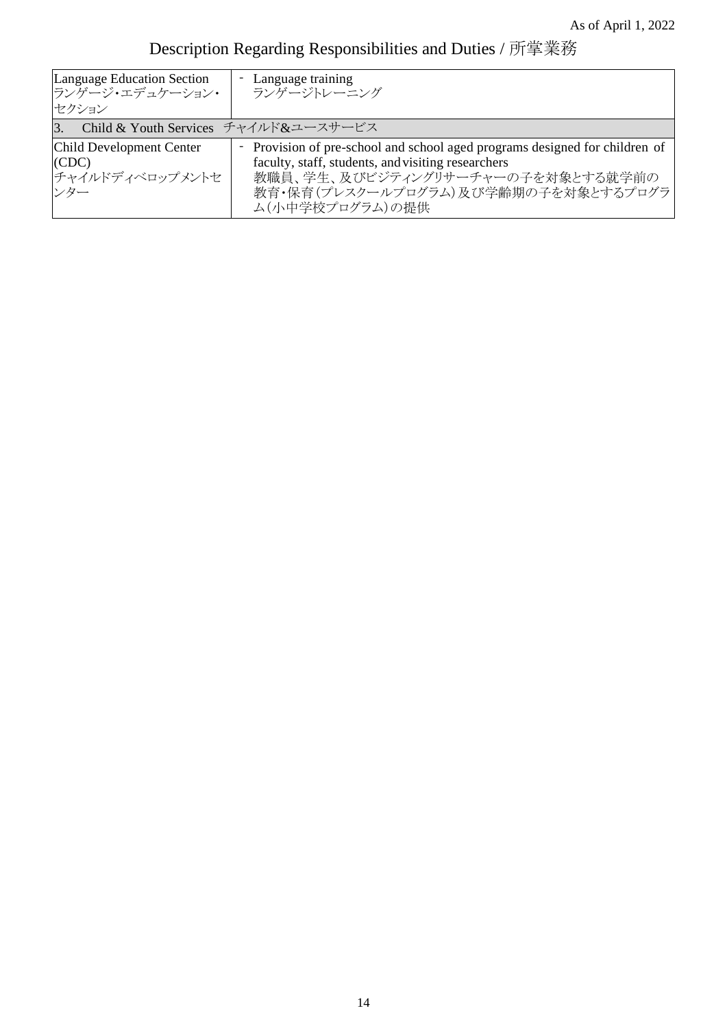As of April 1, 2022

# Description Regarding Responsibilities and Duties / 所掌業務

| | |
|---|---|
| Language Education Section<br>ランゲージ・エデュケーション・セクション | - Language training<br>ランゲージトレーニング |
| 3. Child & Youth Services チャイルド&ユースサービス | |
| Child Development Center (CDC)<br>チャイルドディベロップメントセンター | - Provision of pre-school and school aged programs designed for children of faculty, staff, students, and visiting researchers<br>教職員、学生、及びビジティングリサーチャーの子を対象とする就学前の教育・保育(プレスクールプログラム)及び学齢期の子を対象とするプログラム(小中学校プログラム)の提供 |